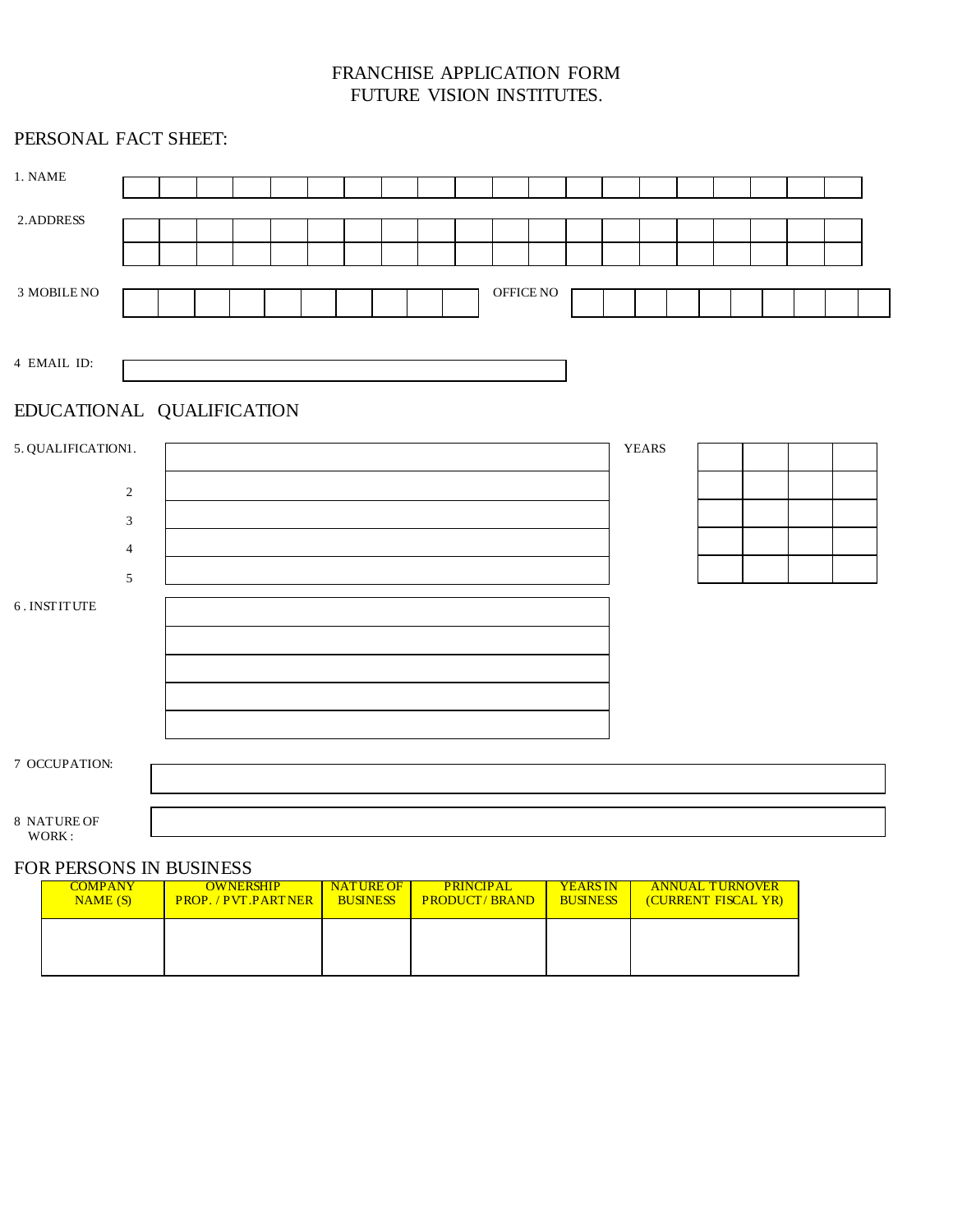# FRANCHISE APPLICATION FORM
# FUTURE VISION INSTITUTES.

## PERSONAL FACT SHEET:

1. NAME

2.ADDRESS

3 MOBILE NO                OFFICE NO

4 EMAIL ID:

## EDUCATIONAL QUALIFICATION

5. QUALIFICATION 1.                YEARS

2

3

4

5

6 . INSTITUTE

7 OCCUPATION:

8 NATURE OF WORK :

## FOR PERSONS IN BUSINESS

| COMPANY NAME (S) | OWNERSHIP PROP. / PVT.PARTNER | NATURE OF BUSINESS | PRINCIPAL PRODUCT/ BRAND | YEARS IN BUSINESS | ANNUAL TURNOVER (CURRENT FISCAL YR) |
|---|---|---|---|---|---|
| | | | | | |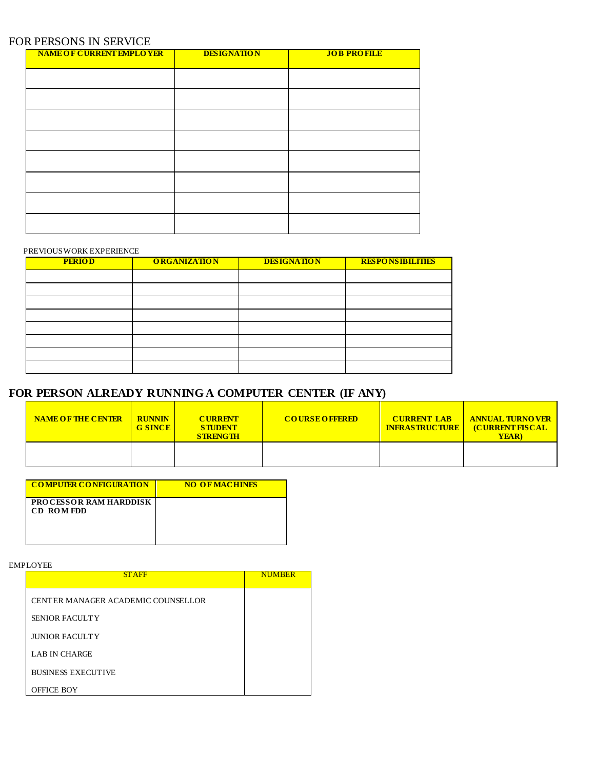FOR PERSONS IN SERVICE

| NAME OF CURRENT EMPLOYER | DESIGNATION | JOB PROFILE |
|---|---|---|
| | | |
| | | |
| | | |
| | | |
| | | |
| | | |
| | | |
| | | |

PREVIOUS WORK EXPERIENCE

| PERIOD | ORGANIZATION | DESIGNATION | RESPONSIBILITIES |
|---|---|---|---|
| | | | |
| | | | |
| | | | |
| | | | |
| | | | |
| | | | |
| | | | |
| | | | |

## FOR PERSON ALREADY RUNNING A COMPUTER CENTER (IF ANY)

| NAME OF THE CENTER | RUNNING SINCE | CURRENT STUDENT STRENGTH | COURSE OFFERED | CURRENT LAB INFRASTRUCTURE | ANNUAL TURNOVER (CURRENT FISCAL YEAR) |
|---|---|---|---|---|---|
| | | | | | |

| COMPUTER CONFIGURATION | NO OF MACHINES |
|---|---|
| **PROCESSOR RAM HARDDISK CD ROM FDD** | |

EMPLOYEE

| STAFF | NUMBER |
|---|---|
| CENTER MANAGER ACADEMIC COUNSELLOR | |
| SENIOR FACULTY | |
| JUNIOR FACULTY | |
| LAB IN CHARGE | |
| BUSINESS EXECUTIVE | |
| OFFICE BOY | |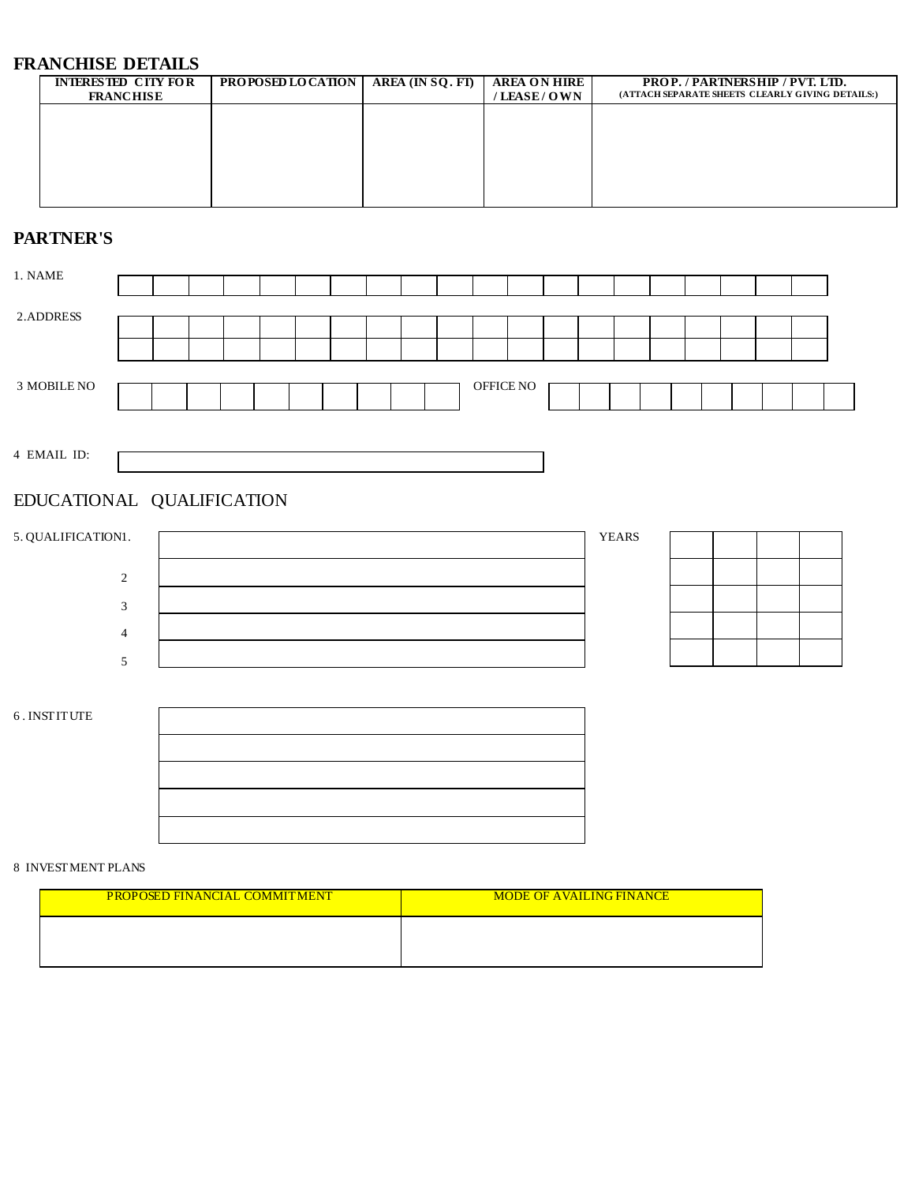## FRANCHISE DETAILS

| INTERESTED CITY FOR FRANCHISE | PROPOSED LOCATION | AREA (IN SQ. FT) | AREA ON HIRE / LEASE / OWN | PROP. / PARTNERSHIP / PVT. LTD. (ATTACH SEPARATE SHEETS CLEARLY GIVING DETAILS:) |
|---|---|---|---|---|
| | | | | |

## PARTNER'S

1. NAME

2.ADDRESS

3 MOBILE NO                                        OFFICE NO

4 EMAIL ID:

## EDUCATIONAL QUALIFICATION

| 5. QUALIFICATION | | YEARS |
|---|---|---|
| 1. | | |
| 2 | | |
| 3 | | |
| 4 | | |
| 5 | | |

6 . INSTITUTE

| |
|---|
| |
| |
| |
| |
| |

8 INVESTMENT PLANS

| PROPOSED FINANCIAL COMMITMENT | MODE OF AVAILING FINANCE |
|---|---|
| | |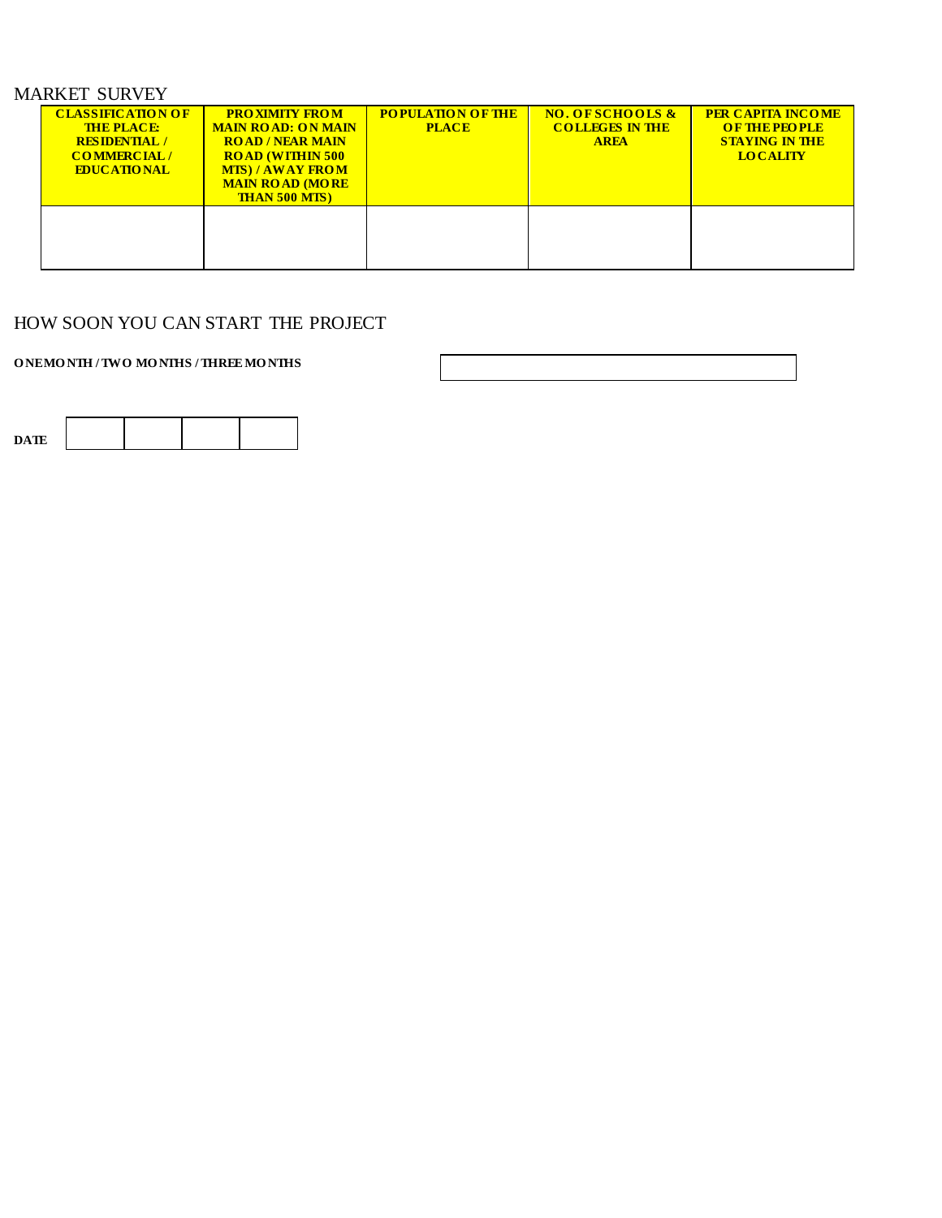## MARKET SURVEY

| CLASSIFICATION OF THE PLACE: RESIDENTIAL / COMMERCIAL / EDUCATIONAL | PROXIMITY FROM MAIN ROAD: ON MAIN ROAD / NEAR MAIN ROAD (WITHIN 500 MTS) / AWAY FROM MAIN ROAD (MORE THAN 500 MTS) | POPULATION OF THE PLACE | NO. OF SCHOOLS & COLLEGES IN THE AREA | PER CAPITA INCOME OF THE PEOPLE STAYING IN THE LOCALITY |
|---|---|---|---|---|
| | | | | |

## HOW SOON YOU CAN START THE PROJECT

**ONE MONTH / TWO MONTHS / THREE MONTHS**

| | |
|---|---|
| | |

| | | | | |
|---|---|---|---|---|
| **DATE** | | | | |